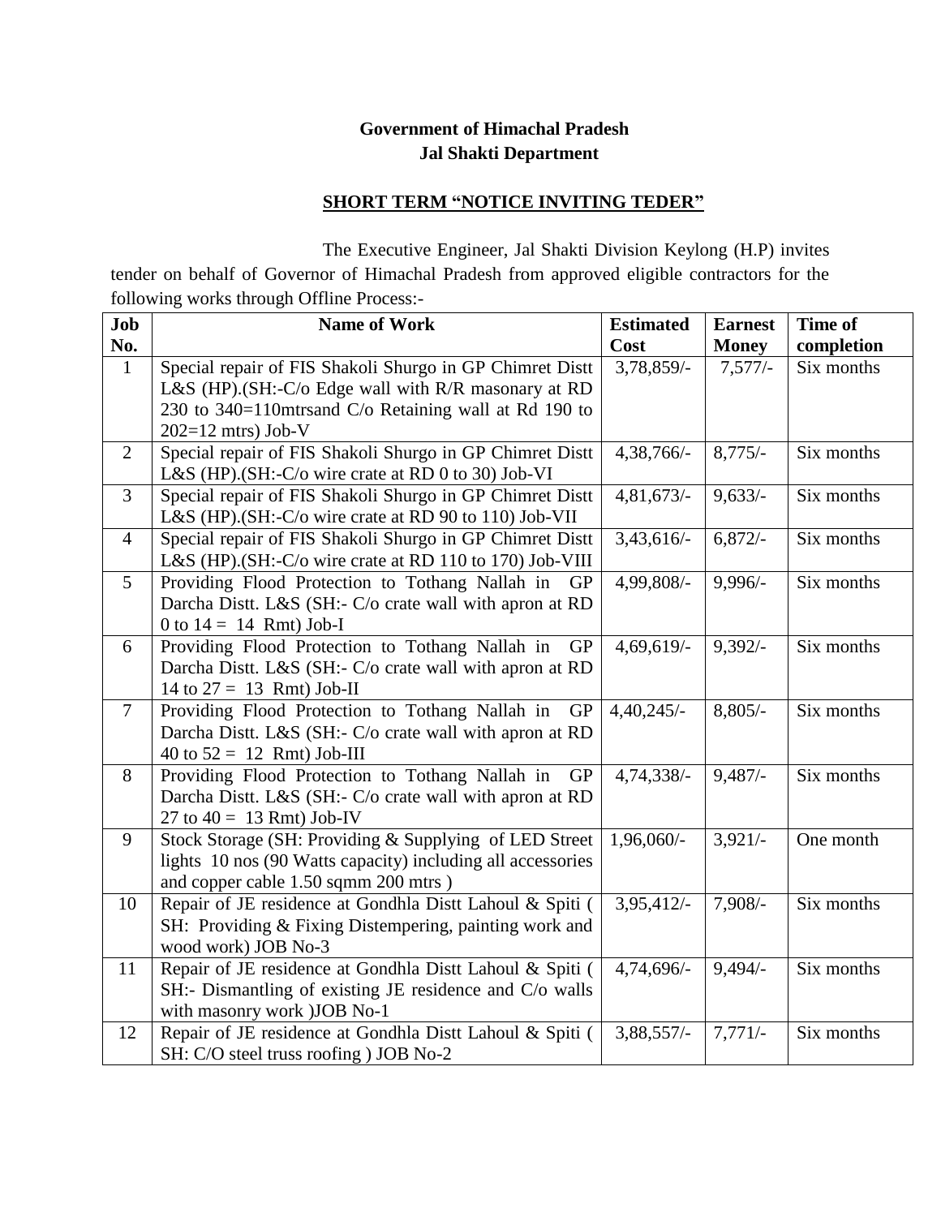**Government of Himachal Pradesh**
**Jal Shakti Department**

**SHORT TERM "NOTICE INVITING TEDER"**

The Executive Engineer, Jal Shakti Division Keylong (H.P) invites tender on behalf of Governor of Himachal Pradesh from approved eligible contractors for the following works through Offline Process:-

| Job No. | Name of Work | Estimated Cost | Earnest Money | Time of completion |
|---|---|---|---|---|
| 1 | Special repair of FIS Shakoli Shurgo in GP Chimret Distt L&S (HP).(SH:-C/o Edge wall with R/R masonary at RD 230 to 340=110mtrsand C/o Retaining wall at Rd 190 to 202=12 mtrs) Job-V | 3,78,859/- | 7,577/- | Six months |
| 2 | Special repair of FIS Shakoli Shurgo in GP Chimret Distt L&S (HP).(SH:-C/o wire crate at RD 0 to 30) Job-VI | 4,38,766/- | 8,775/- | Six months |
| 3 | Special repair of FIS Shakoli Shurgo in GP Chimret Distt L&S (HP).(SH:-C/o wire crate at RD 90 to 110) Job-VII | 4,81,673/- | 9,633/- | Six months |
| 4 | Special repair of FIS Shakoli Shurgo in GP Chimret Distt L&S (HP).(SH:-C/o wire crate at RD 110 to 170) Job-VIII | 3,43,616/- | 6,872/- | Six months |
| 5 | Providing Flood Protection to Tothang Nallah in GP Darcha Distt. L&S (SH:- C/o crate wall with apron at RD 0 to 14 = 14 Rmt) Job-I | 4,99,808/- | 9,996/- | Six months |
| 6 | Providing Flood Protection to Tothang Nallah in GP Darcha Distt. L&S (SH:- C/o crate wall with apron at RD 14 to 27 = 13 Rmt) Job-II | 4,69,619/- | 9,392/- | Six months |
| 7 | Providing Flood Protection to Tothang Nallah in GP Darcha Distt. L&S (SH:- C/o crate wall with apron at RD 40 to 52 = 12 Rmt) Job-III | 4,40,245/- | 8,805/- | Six months |
| 8 | Providing Flood Protection to Tothang Nallah in GP Darcha Distt. L&S (SH:- C/o crate wall with apron at RD 27 to 40 = 13 Rmt) Job-IV | 4,74,338/- | 9,487/- | Six months |
| 9 | Stock Storage (SH: Providing & Supplying of LED Street lights 10 nos (90 Watts capacity) including all accessories and copper cable 1.50 sqmm 200 mtrs ) | 1,96,060/- | 3,921/- | One month |
| 10 | Repair of JE residence at Gondhla Distt Lahoul & Spiti ( SH: Providing & Fixing Distempering, painting work and wood work) JOB No-3 | 3,95,412/- | 7,908/- | Six months |
| 11 | Repair of JE residence at Gondhla Distt Lahoul & Spiti ( SH:- Dismantling of existing JE residence and C/o walls with masonry work )JOB No-1 | 4,74,696/- | 9,494/- | Six months |
| 12 | Repair of JE residence at Gondhla Distt Lahoul & Spiti ( SH: C/O steel truss roofing ) JOB No-2 | 3,88,557/- | 7,771/- | Six months |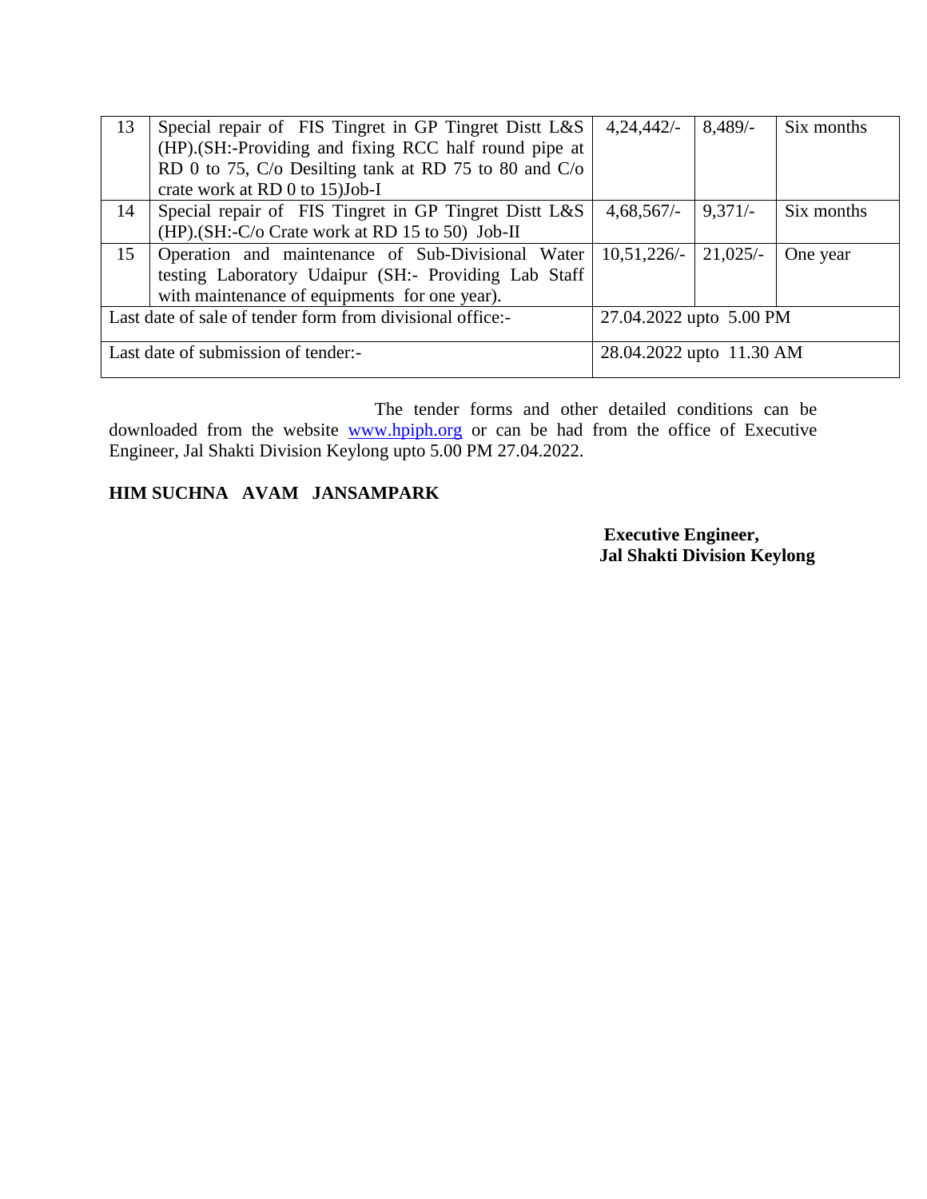| | | | | |
|---|---|---|---|---|
| 13 | Special repair of FIS Tingret in GP Tingret Distt L&S (HP).(SH:-Providing and fixing RCC half round pipe at RD 0 to 75, C/o Desilting tank at RD 75 to 80 and C/o crate work at RD 0 to 15)Job-I | 4,24,442/- | 8,489/- | Six months |
| 14 | Special repair of FIS Tingret in GP Tingret Distt L&S (HP).(SH:-C/o Crate work at RD 15 to 50) Job-II | 4,68,567/- | 9,371/- | Six months |
| 15 | Operation and maintenance of Sub-Divisional Water testing Laboratory Udaipur (SH:- Providing Lab Staff with maintenance of equipments for one year). | 10,51,226/- | 21,025/- | One year |
| Last date of sale of tender form from divisional office:- | | 27.04.2022 upto 5.00 PM | | |
| Last date of submission of tender:- | | 28.04.2022 upto 11.30 AM | | |

The tender forms and other detailed conditions can be downloaded from the website www.hpiph.org or can be had from the office of Executive Engineer, Jal Shakti Division Keylong upto 5.00 PM 27.04.2022.

**HIM SUCHNA AVAM JANSAMPARK**

**Executive Engineer,**
**Jal Shakti Division Keylong**